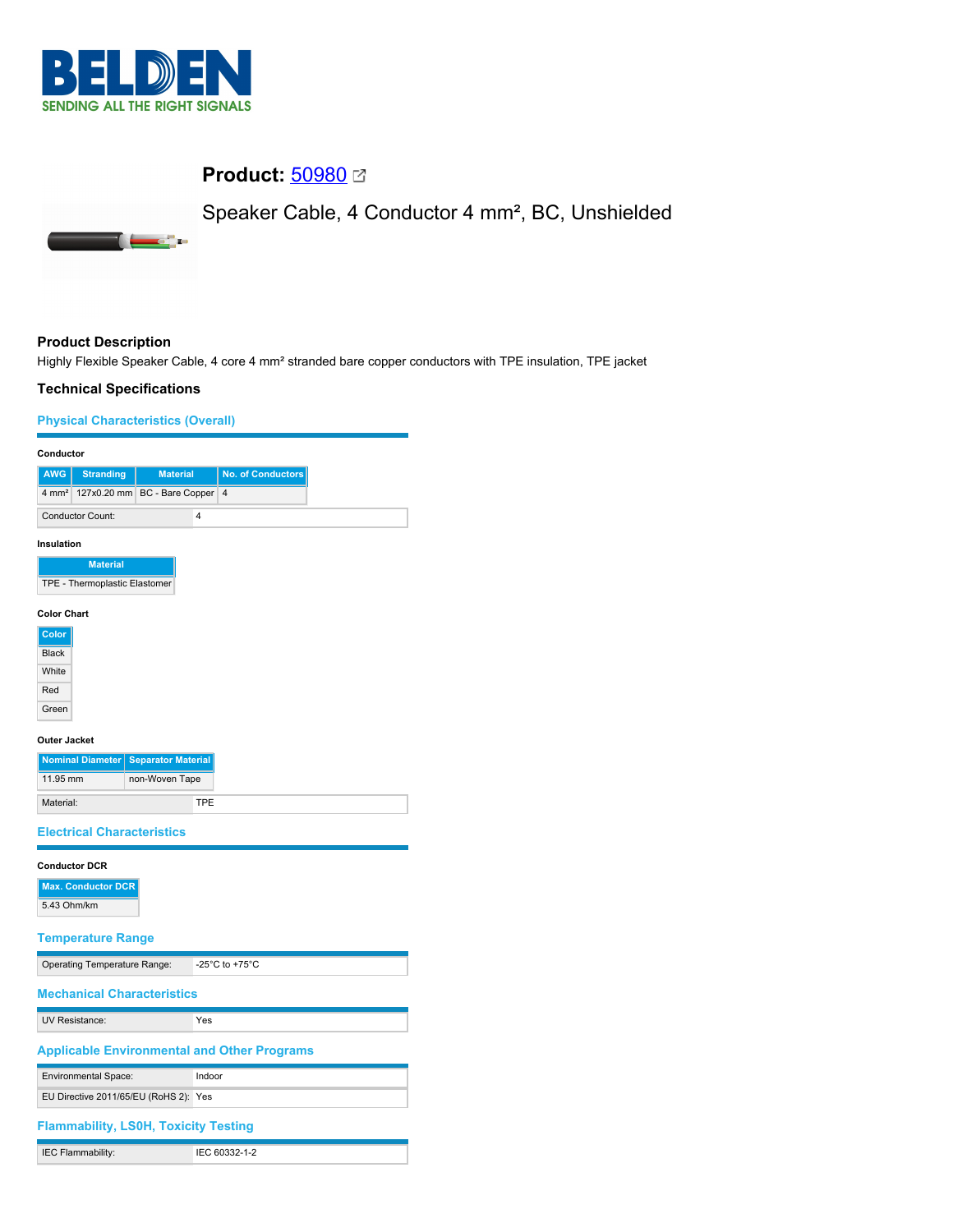BELDEN
SENDING ALL THE RIGHT SIGNALS

# Product: 50980

Speaker Cable, 4 Conductor 4 mm², BC, Unshielded

## Product Description

Highly Flexible Speaker Cable, 4 core 4 mm² stranded bare copper conductors with TPE insulation, TPE jacket

## Technical Specifications

### Physical Characteristics (Overall)

**Conductor**

| AWG | Stranding | Material | No. of Conductors |
|---|---|---|---|
| 4 mm² | 127x0.20 mm | BC - Bare Copper | 4 |

| | |
|---|---|
| Conductor Count: | 4 |

**Insulation**

| Material |
|---|
| TPE - Thermoplastic Elastomer |

**Color Chart**

| Color |
|---|
| Black |
| White |
| Red |
| Green |

**Outer Jacket**

| Nominal Diameter | Separator Material |
|---|---|
| 11.95 mm | non-Woven Tape |

| | |
|---|---|
| Material: | TPE |

### Electrical Characteristics

**Conductor DCR**

| Max. Conductor DCR |
|---|
| 5.43 Ohm/km |

### Temperature Range

| | |
|---|---|
| Operating Temperature Range: | -25°C to +75°C |

### Mechanical Characteristics

| | |
|---|---|
| UV Resistance: | Yes |

### Applicable Environmental and Other Programs

| | |
|---|---|
| Environmental Space: | Indoor |
| EU Directive 2011/65/EU (RoHS 2): | Yes |

### Flammability, LS0H, Toxicity Testing

| | |
|---|---|
| IEC Flammability: | IEC 60332-1-2 |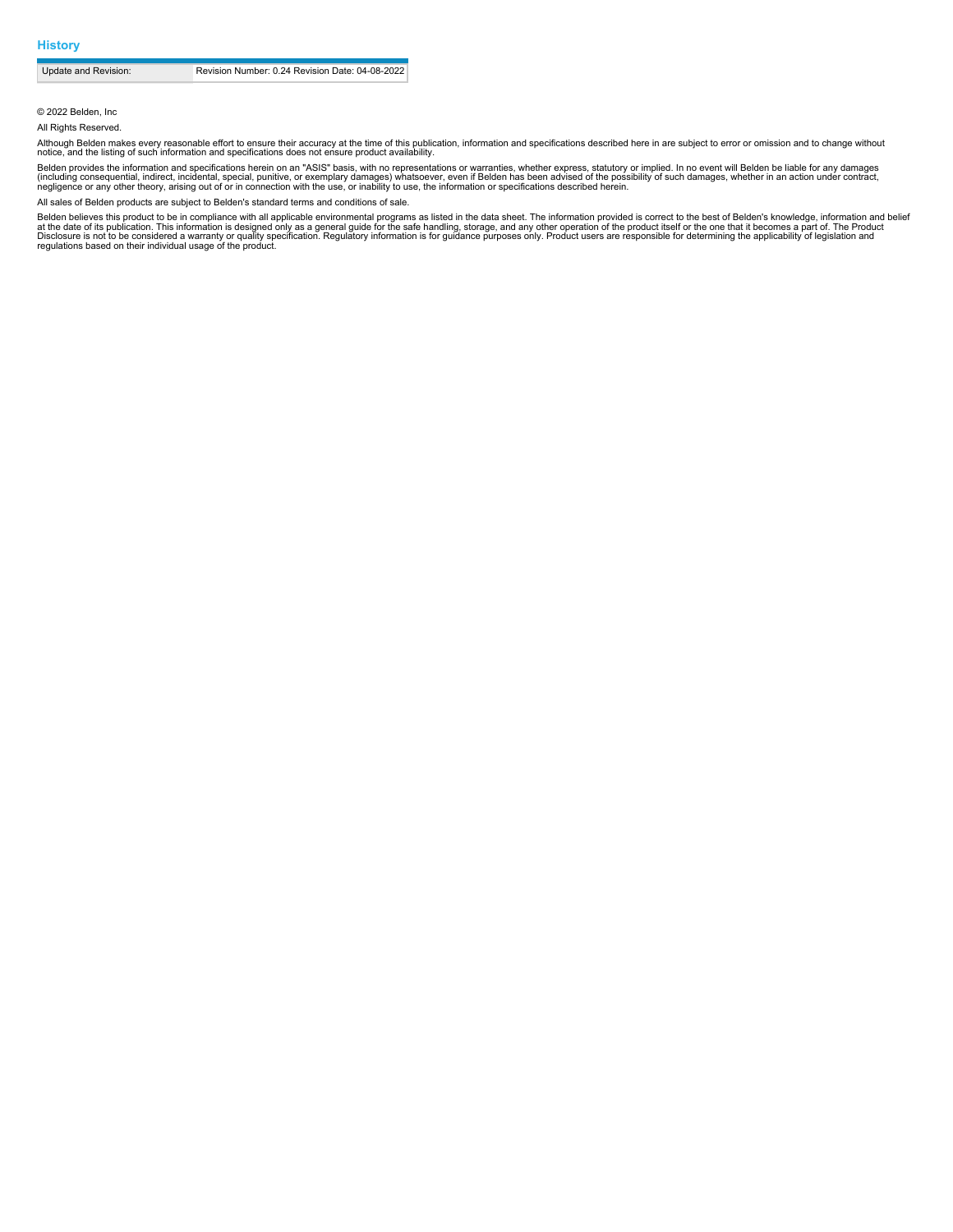## History

| | |
|---|---|
| Update and Revision: | Revision Number: 0.24 Revision Date: 04-08-2022 |

© 2022 Belden, Inc

All Rights Reserved.

Although Belden makes every reasonable effort to ensure their accuracy at the time of this publication, information and specifications described here in are subject to error or omission and to change without notice, and the listing of such information and specifications does not ensure product availability.

Belden provides the information and specifications herein on an "ASIS" basis, with no representations or warranties, whether express, statutory or implied. In no event will Belden be liable for any damages (including consequential, indirect, incidental, special, punitive, or exemplary damages) whatsoever, even if Belden has been advised of the possibility of such damages, whether in an action under contract, negligence or any other theory, arising out of or in connection with the use, or inability to use, the information or specifications described herein.

All sales of Belden products are subject to Belden's standard terms and conditions of sale.

Belden believes this product to be in compliance with all applicable environmental programs as listed in the data sheet. The information provided is correct to the best of Belden's knowledge, information and belief at the date of its publication. This information is designed only as a general guide for the safe handling, storage, and any other operation of the product itself or the one that it becomes a part of. The Product Disclosure is not to be considered a warranty or quality specification. Regulatory information is for guidance purposes only. Product users are responsible for determining the applicability of legislation and regulations based on their individual usage of the product.